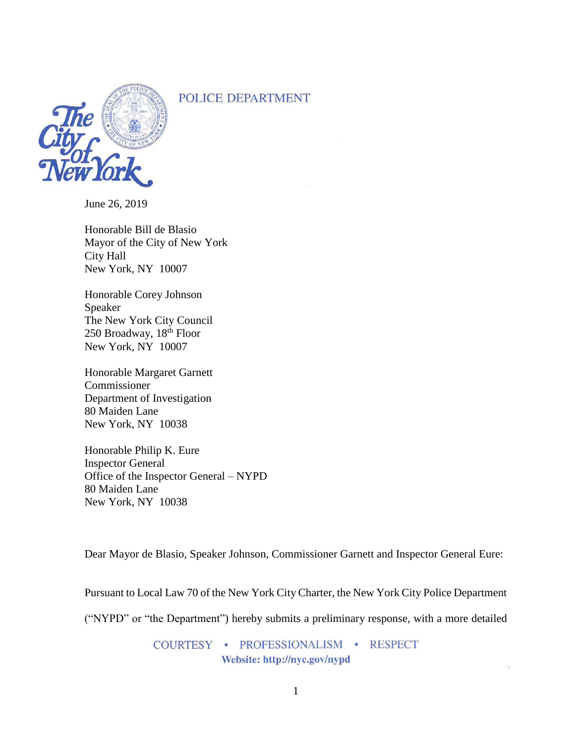POLICE DEPARTMENT

June 26, 2019

Honorable Bill de Blasio
Mayor of the City of New York
City Hall
New York, NY 10007

Honorable Corey Johnson
Speaker
The New York City Council
250 Broadway, 18th Floor
New York, NY 10007

Honorable Margaret Garnett
Commissioner
Department of Investigation
80 Maiden Lane
New York, NY 10038

Honorable Philip K. Eure
Inspector General
Office of the Inspector General – NYPD
80 Maiden Lane
New York, NY 10038

Dear Mayor de Blasio, Speaker Johnson, Commissioner Garnett and Inspector General Eure:

Pursuant to Local Law 70 of the New York City Charter, the New York City Police Department ("NYPD" or "the Department") hereby submits a preliminary response, with a more detailed

COURTESY • PROFESSIONALISM • RESPECT
Website: http://nyc.gov/nypd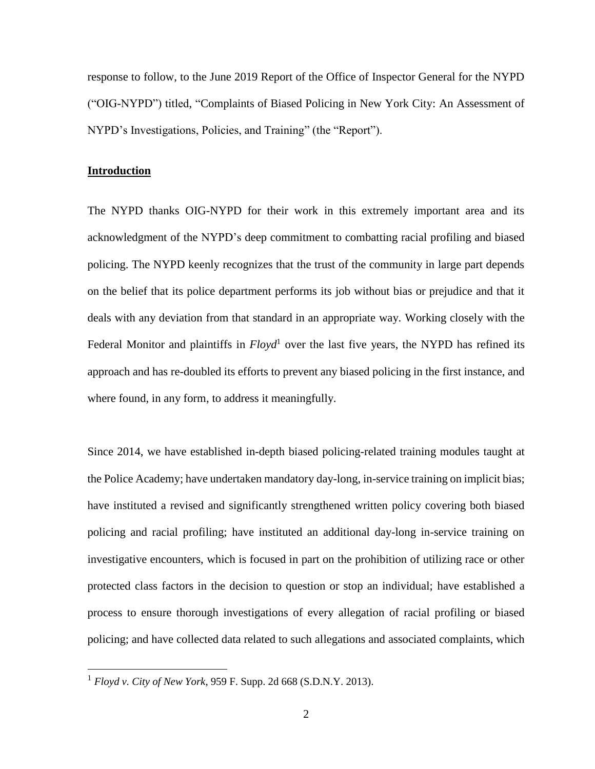response to follow, to the June 2019 Report of the Office of Inspector General for the NYPD ("OIG-NYPD") titled, "Complaints of Biased Policing in New York City: An Assessment of NYPD's Investigations, Policies, and Training" (the "Report").

**Introduction**

The NYPD thanks OIG-NYPD for their work in this extremely important area and its acknowledgment of the NYPD's deep commitment to combatting racial profiling and biased policing. The NYPD keenly recognizes that the trust of the community in large part depends on the belief that its police department performs its job without bias or prejudice and that it deals with any deviation from that standard in an appropriate way. Working closely with the Federal Monitor and plaintiffs in *Floyd*[1] over the last five years, the NYPD has refined its approach and has re-doubled its efforts to prevent any biased policing in the first instance, and where found, in any form, to address it meaningfully.

Since 2014, we have established in-depth biased policing-related training modules taught at the Police Academy; have undertaken mandatory day-long, in-service training on implicit bias; have instituted a revised and significantly strengthened written policy covering both biased policing and racial profiling; have instituted an additional day-long in-service training on investigative encounters, which is focused in part on the prohibition of utilizing race or other protected class factors in the decision to question or stop an individual; have established a process to ensure thorough investigations of every allegation of racial profiling or biased policing; and have collected data related to such allegations and associated complaints, which

[1] *Floyd v. City of New York*, 959 F. Supp. 2d 668 (S.D.N.Y. 2013).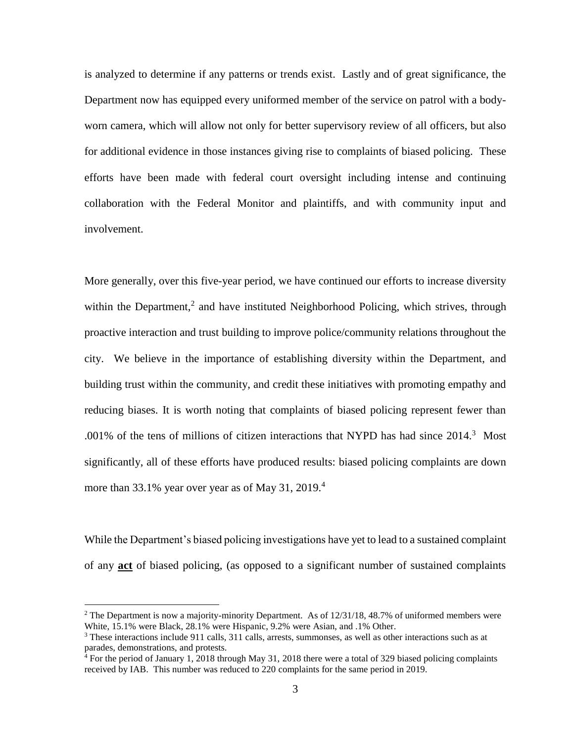is analyzed to determine if any patterns or trends exist. Lastly and of great significance, the Department now has equipped every uniformed member of the service on patrol with a body-worn camera, which will allow not only for better supervisory review of all officers, but also for additional evidence in those instances giving rise to complaints of biased policing. These efforts have been made with federal court oversight including intense and continuing collaboration with the Federal Monitor and plaintiffs, and with community input and involvement.

More generally, over this five-year period, we have continued our efforts to increase diversity within the Department,[2] and have instituted Neighborhood Policing, which strives, through proactive interaction and trust building to improve police/community relations throughout the city. We believe in the importance of establishing diversity within the Department, and building trust within the community, and credit these initiatives with promoting empathy and reducing biases. It is worth noting that complaints of biased policing represent fewer than .001% of the tens of millions of citizen interactions that NYPD has had since 2014.[3] Most significantly, all of these efforts have produced results: biased policing complaints are down more than 33.1% year over year as of May 31, 2019.[4]

While the Department's biased policing investigations have yet to lead to a sustained complaint of any **act** of biased policing, (as opposed to a significant number of sustained complaints

---

[2] The Department is now a majority-minority Department. As of 12/31/18, 48.7% of uniformed members were White, 15.1% were Black, 28.1% were Hispanic, 9.2% were Asian, and .1% Other.

[3] These interactions include 911 calls, 311 calls, arrests, summonses, as well as other interactions such as at parades, demonstrations, and protests.

[4] For the period of January 1, 2018 through May 31, 2018 there were a total of 329 biased policing complaints received by IAB. This number was reduced to 220 complaints for the same period in 2019.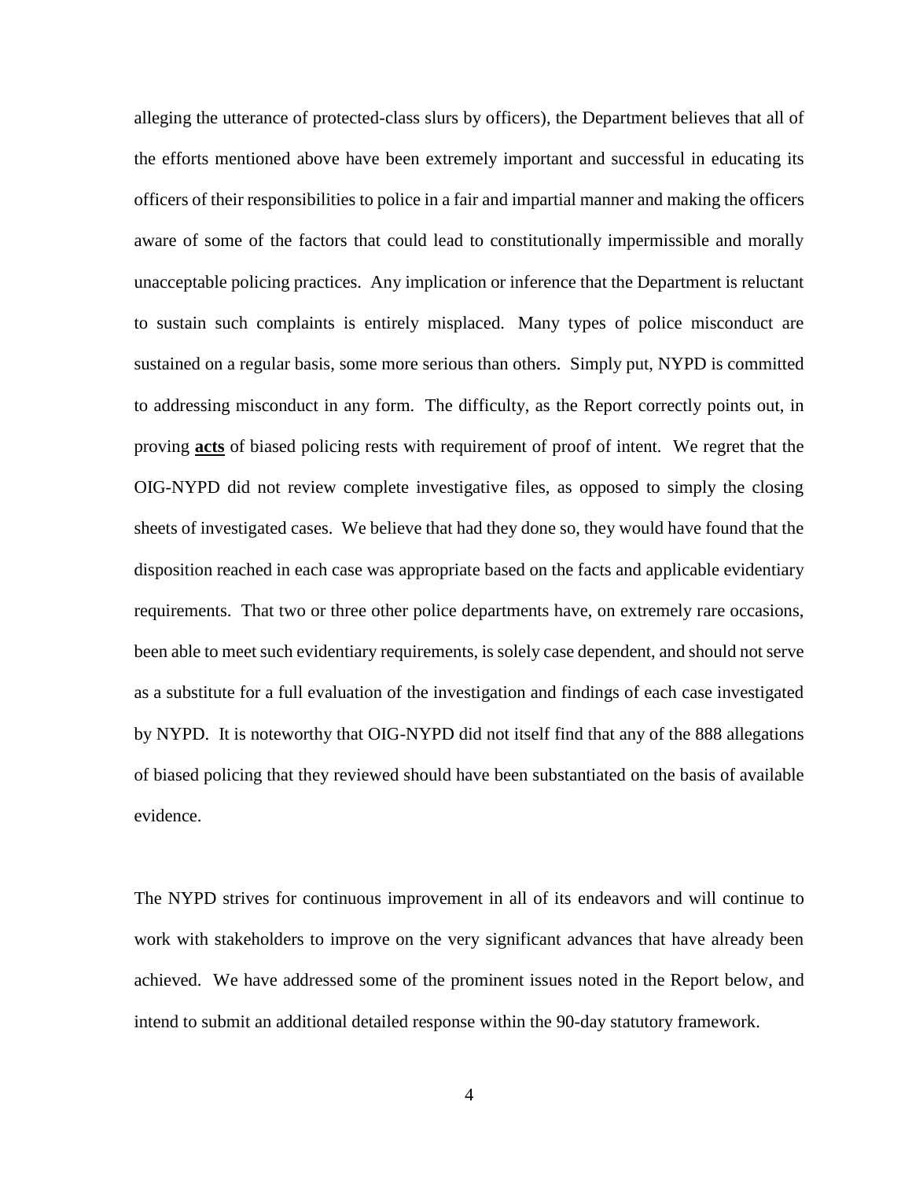alleging the utterance of protected-class slurs by officers), the Department believes that all of the efforts mentioned above have been extremely important and successful in educating its officers of their responsibilities to police in a fair and impartial manner and making the officers aware of some of the factors that could lead to constitutionally impermissible and morally unacceptable policing practices. Any implication or inference that the Department is reluctant to sustain such complaints is entirely misplaced. Many types of police misconduct are sustained on a regular basis, some more serious than others. Simply put, NYPD is committed to addressing misconduct in any form. The difficulty, as the Report correctly points out, in proving <u>**acts**</u> of biased policing rests with requirement of proof of intent. We regret that the OIG-NYPD did not review complete investigative files, as opposed to simply the closing sheets of investigated cases. We believe that had they done so, they would have found that the disposition reached in each case was appropriate based on the facts and applicable evidentiary requirements. That two or three other police departments have, on extremely rare occasions, been able to meet such evidentiary requirements, is solely case dependent, and should not serve as a substitute for a full evaluation of the investigation and findings of each case investigated by NYPD. It is noteworthy that OIG-NYPD did not itself find that any of the 888 allegations of biased policing that they reviewed should have been substantiated on the basis of available evidence.

The NYPD strives for continuous improvement in all of its endeavors and will continue to work with stakeholders to improve on the very significant advances that have already been achieved. We have addressed some of the prominent issues noted in the Report below, and intend to submit an additional detailed response within the 90-day statutory framework.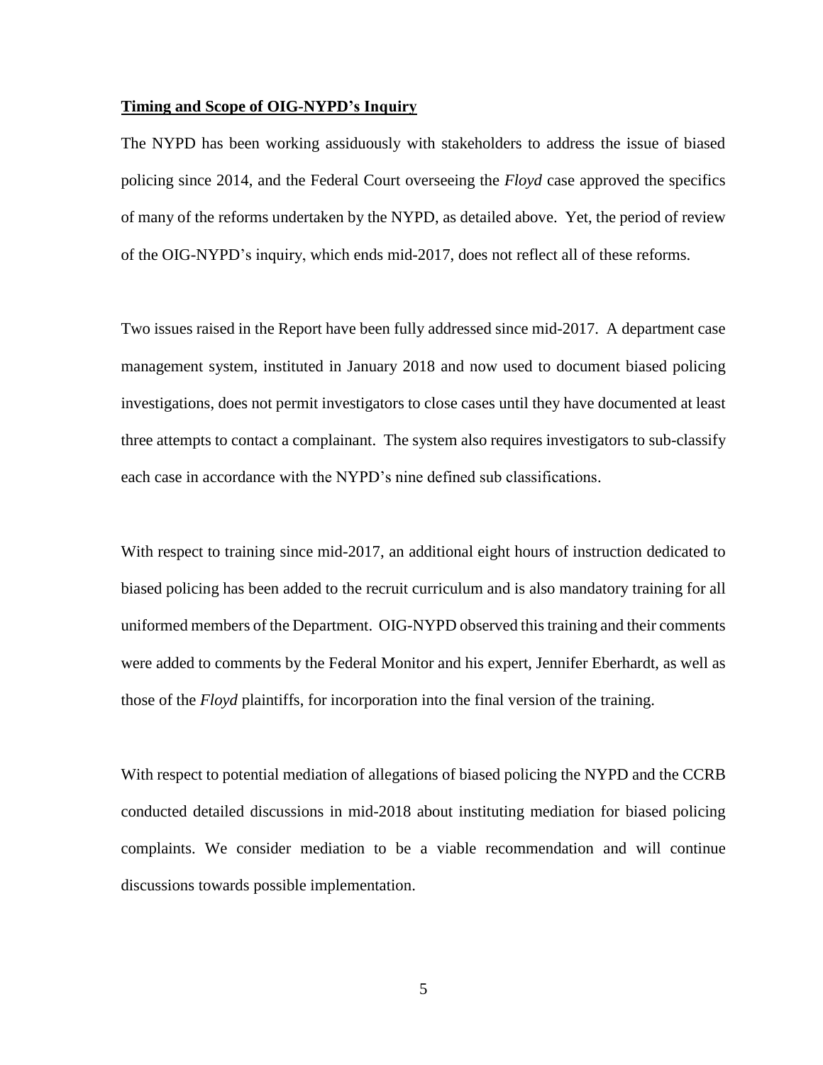**Timing and Scope of OIG-NYPD's Inquiry**

The NYPD has been working assiduously with stakeholders to address the issue of biased policing since 2014, and the Federal Court overseeing the *Floyd* case approved the specifics of many of the reforms undertaken by the NYPD, as detailed above. Yet, the period of review of the OIG-NYPD's inquiry, which ends mid-2017, does not reflect all of these reforms.

Two issues raised in the Report have been fully addressed since mid-2017. A department case management system, instituted in January 2018 and now used to document biased policing investigations, does not permit investigators to close cases until they have documented at least three attempts to contact a complainant. The system also requires investigators to sub-classify each case in accordance with the NYPD's nine defined sub classifications.

With respect to training since mid-2017, an additional eight hours of instruction dedicated to biased policing has been added to the recruit curriculum and is also mandatory training for all uniformed members of the Department. OIG-NYPD observed this training and their comments were added to comments by the Federal Monitor and his expert, Jennifer Eberhardt, as well as those of the *Floyd* plaintiffs, for incorporation into the final version of the training.

With respect to potential mediation of allegations of biased policing the NYPD and the CCRB conducted detailed discussions in mid-2018 about instituting mediation for biased policing complaints. We consider mediation to be a viable recommendation and will continue discussions towards possible implementation.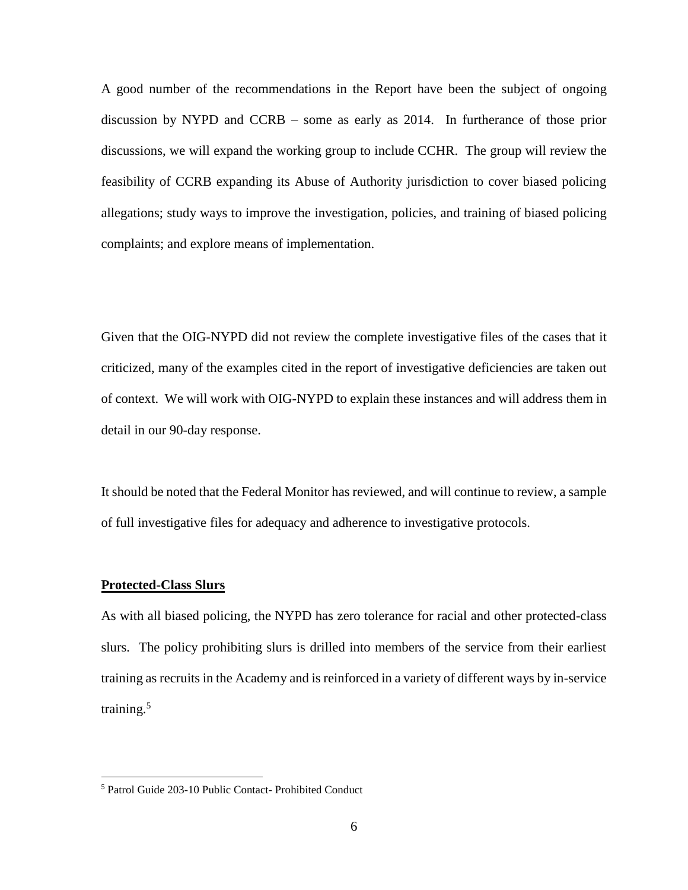A good number of the recommendations in the Report have been the subject of ongoing discussion by NYPD and CCRB – some as early as 2014. In furtherance of those prior discussions, we will expand the working group to include CCHR. The group will review the feasibility of CCRB expanding its Abuse of Authority jurisdiction to cover biased policing allegations; study ways to improve the investigation, policies, and training of biased policing complaints; and explore means of implementation.

Given that the OIG-NYPD did not review the complete investigative files of the cases that it criticized, many of the examples cited in the report of investigative deficiencies are taken out of context. We will work with OIG-NYPD to explain these instances and will address them in detail in our 90-day response.

It should be noted that the Federal Monitor has reviewed, and will continue to review, a sample of full investigative files for adequacy and adherence to investigative protocols.

**Protected-Class Slurs**

As with all biased policing, the NYPD has zero tolerance for racial and other protected-class slurs. The policy prohibiting slurs is drilled into members of the service from their earliest training as recruits in the Academy and is reinforced in a variety of different ways by in-service training.[5]

[5] Patrol Guide 203-10 Public Contact- Prohibited Conduct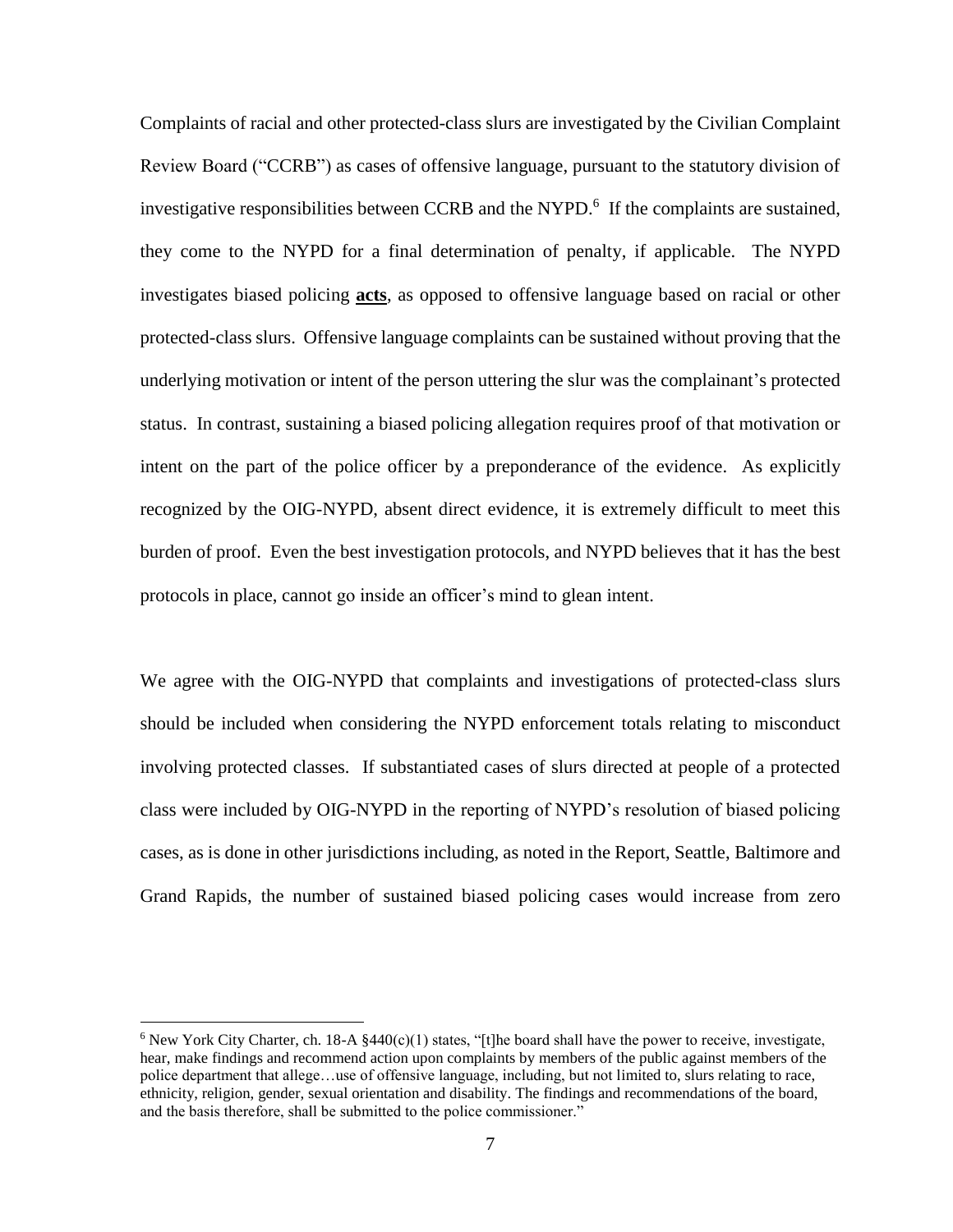Complaints of racial and other protected-class slurs are investigated by the Civilian Complaint Review Board ("CCRB") as cases of offensive language, pursuant to the statutory division of investigative responsibilities between CCRB and the NYPD.[6] If the complaints are sustained, they come to the NYPD for a final determination of penalty, if applicable. The NYPD investigates biased policing **acts**, as opposed to offensive language based on racial or other protected-class slurs. Offensive language complaints can be sustained without proving that the underlying motivation or intent of the person uttering the slur was the complainant's protected status. In contrast, sustaining a biased policing allegation requires proof of that motivation or intent on the part of the police officer by a preponderance of the evidence. As explicitly recognized by the OIG-NYPD, absent direct evidence, it is extremely difficult to meet this burden of proof. Even the best investigation protocols, and NYPD believes that it has the best protocols in place, cannot go inside an officer's mind to glean intent.

We agree with the OIG-NYPD that complaints and investigations of protected-class slurs should be included when considering the NYPD enforcement totals relating to misconduct involving protected classes. If substantiated cases of slurs directed at people of a protected class were included by OIG-NYPD in the reporting of NYPD's resolution of biased policing cases, as is done in other jurisdictions including, as noted in the Report, Seattle, Baltimore and Grand Rapids, the number of sustained biased policing cases would increase from zero

[6] New York City Charter, ch. 18-A §440(c)(1) states, "[t]he board shall have the power to receive, investigate, hear, make findings and recommend action upon complaints by members of the public against members of the police department that allege…use of offensive language, including, but not limited to, slurs relating to race, ethnicity, religion, gender, sexual orientation and disability. The findings and recommendations of the board, and the basis therefore, shall be submitted to the police commissioner."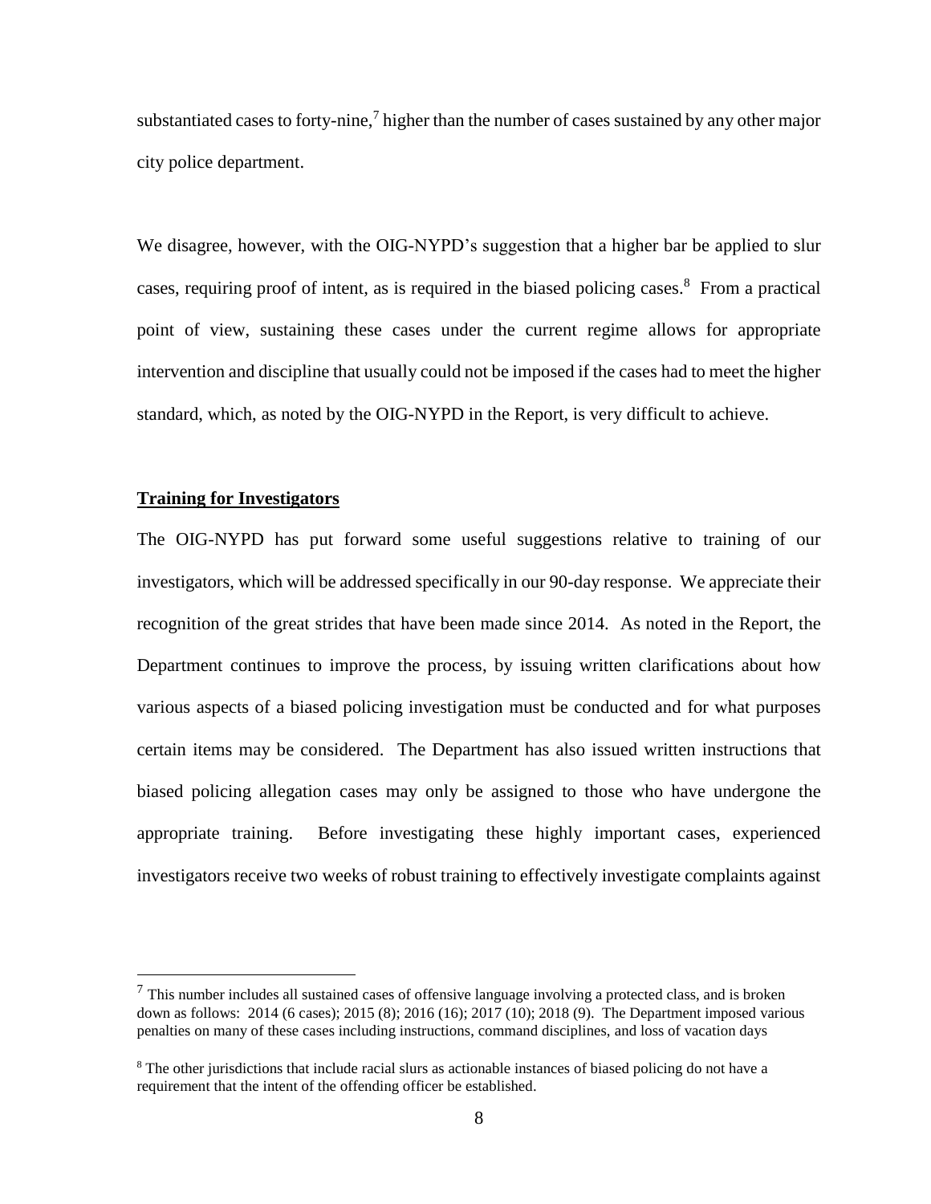substantiated cases to forty-nine,[7] higher than the number of cases sustained by any other major city police department.

We disagree, however, with the OIG-NYPD's suggestion that a higher bar be applied to slur cases, requiring proof of intent, as is required in the biased policing cases.[8] From a practical point of view, sustaining these cases under the current regime allows for appropriate intervention and discipline that usually could not be imposed if the cases had to meet the higher standard, which, as noted by the OIG-NYPD in the Report, is very difficult to achieve.

**Training for Investigators**

The OIG-NYPD has put forward some useful suggestions relative to training of our investigators, which will be addressed specifically in our 90-day response. We appreciate their recognition of the great strides that have been made since 2014. As noted in the Report, the Department continues to improve the process, by issuing written clarifications about how various aspects of a biased policing investigation must be conducted and for what purposes certain items may be considered. The Department has also issued written instructions that biased policing allegation cases may only be assigned to those who have undergone the appropriate training. Before investigating these highly important cases, experienced investigators receive two weeks of robust training to effectively investigate complaints against

---

[7] This number includes all sustained cases of offensive language involving a protected class, and is broken down as follows: 2014 (6 cases); 2015 (8); 2016 (16); 2017 (10); 2018 (9). The Department imposed various penalties on many of these cases including instructions, command disciplines, and loss of vacation days

[8] The other jurisdictions that include racial slurs as actionable instances of biased policing do not have a requirement that the intent of the offending officer be established.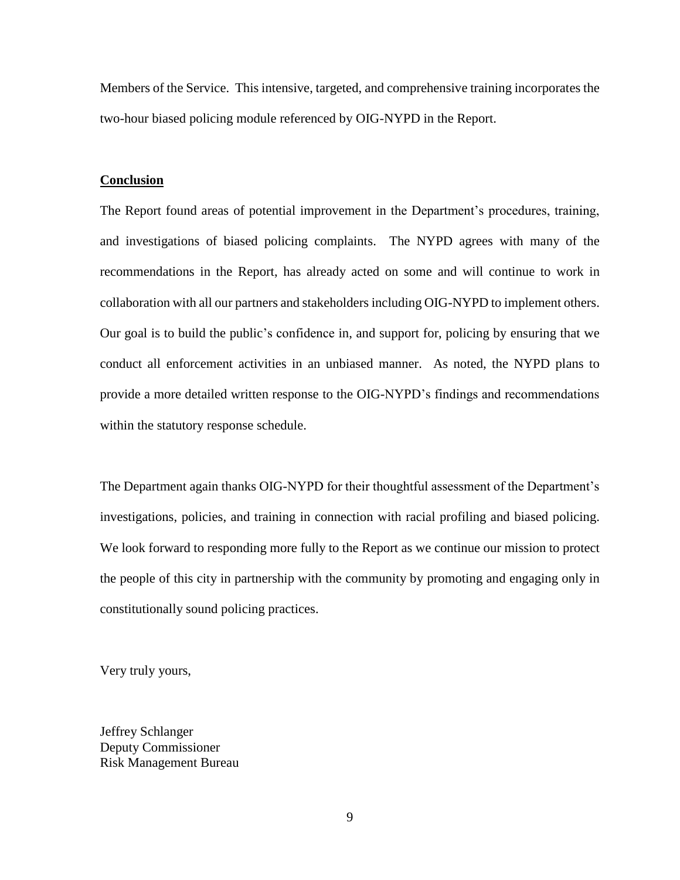Members of the Service. This intensive, targeted, and comprehensive training incorporates the two-hour biased policing module referenced by OIG-NYPD in the Report.

**Conclusion**

The Report found areas of potential improvement in the Department's procedures, training, and investigations of biased policing complaints. The NYPD agrees with many of the recommendations in the Report, has already acted on some and will continue to work in collaboration with all our partners and stakeholders including OIG-NYPD to implement others. Our goal is to build the public's confidence in, and support for, policing by ensuring that we conduct all enforcement activities in an unbiased manner. As noted, the NYPD plans to provide a more detailed written response to the OIG-NYPD's findings and recommendations within the statutory response schedule.

The Department again thanks OIG-NYPD for their thoughtful assessment of the Department's investigations, policies, and training in connection with racial profiling and biased policing. We look forward to responding more fully to the Report as we continue our mission to protect the people of this city in partnership with the community by promoting and engaging only in constitutionally sound policing practices.

Very truly yours,

Jeffrey Schlanger
Deputy Commissioner
Risk Management Bureau